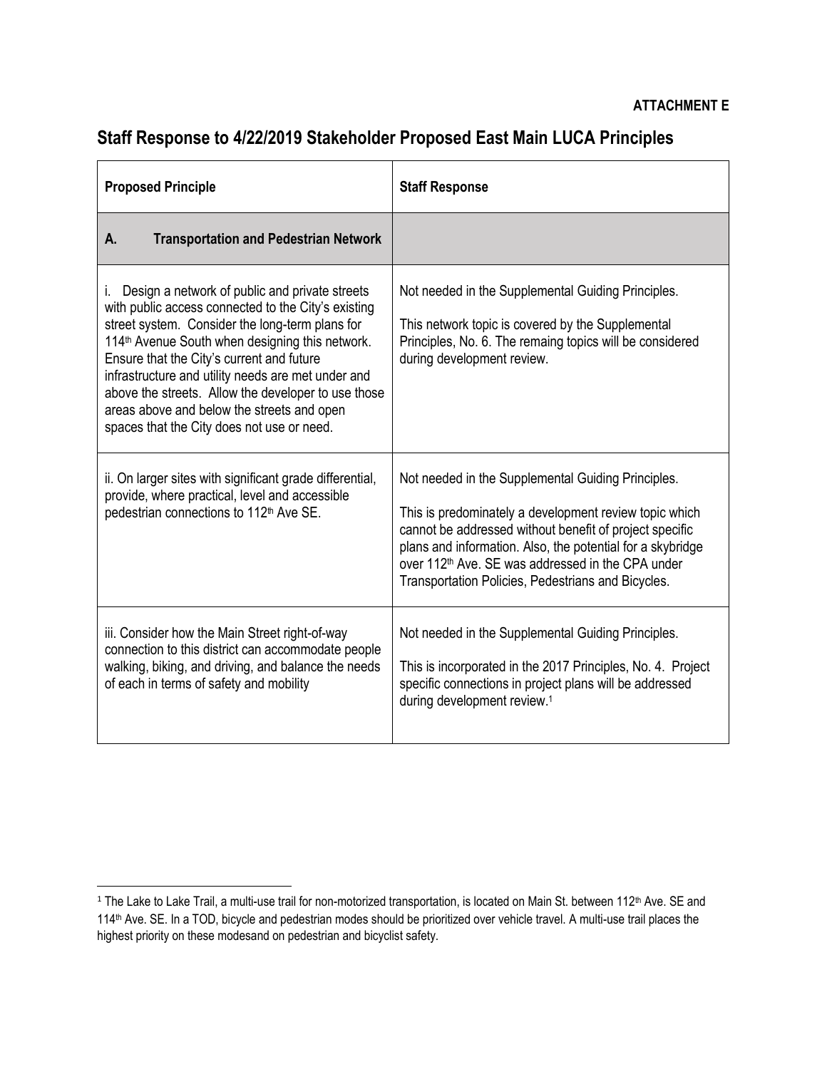**ATTACHMENT E**

# Staff Response to 4/22/2019 Stakeholder Proposed East Main LUCA Principles

| Proposed Principle | Staff Response |
|---|---|
| **A. Transportation and Pedestrian Network** | |
| i. Design a network of public and private streets with public access connected to the City's existing street system. Consider the long-term plans for 114th Avenue South when designing this network. Ensure that the City's current and future infrastructure and utility needs are met under and above the streets. Allow the developer to use those areas above and below the streets and open spaces that the City does not use or need. | Not needed in the Supplemental Guiding Principles.<br><br>This network topic is covered by the Supplemental Principles, No. 6. The remaing topics will be considered during development review. |
| ii. On larger sites with significant grade differential, provide, where practical, level and accessible pedestrian connections to 112th Ave SE. | Not needed in the Supplemental Guiding Principles.<br><br>This is predominately a development review topic which cannot be addressed without benefit of project specific plans and information. Also, the potential for a skybridge over 112th Ave. SE was addressed in the CPA under Transportation Policies, Pedestrians and Bicycles. |
| iii. Consider how the Main Street right-of-way connection to this district can accommodate people walking, biking, and driving, and balance the needs of each in terms of safety and mobility | Not needed in the Supplemental Guiding Principles.<br><br>This is incorporated in the 2017 Principles, No. 4. Project specific connections in project plans will be addressed during development review.[1] |

[1] The Lake to Lake Trail, a multi-use trail for non-motorized transportation, is located on Main St. between 112th Ave. SE and 114th Ave. SE. In a TOD, bicycle and pedestrian modes should be prioritized over vehicle travel. A multi-use trail places the highest priority on these modesand on pedestrian and bicyclist safety.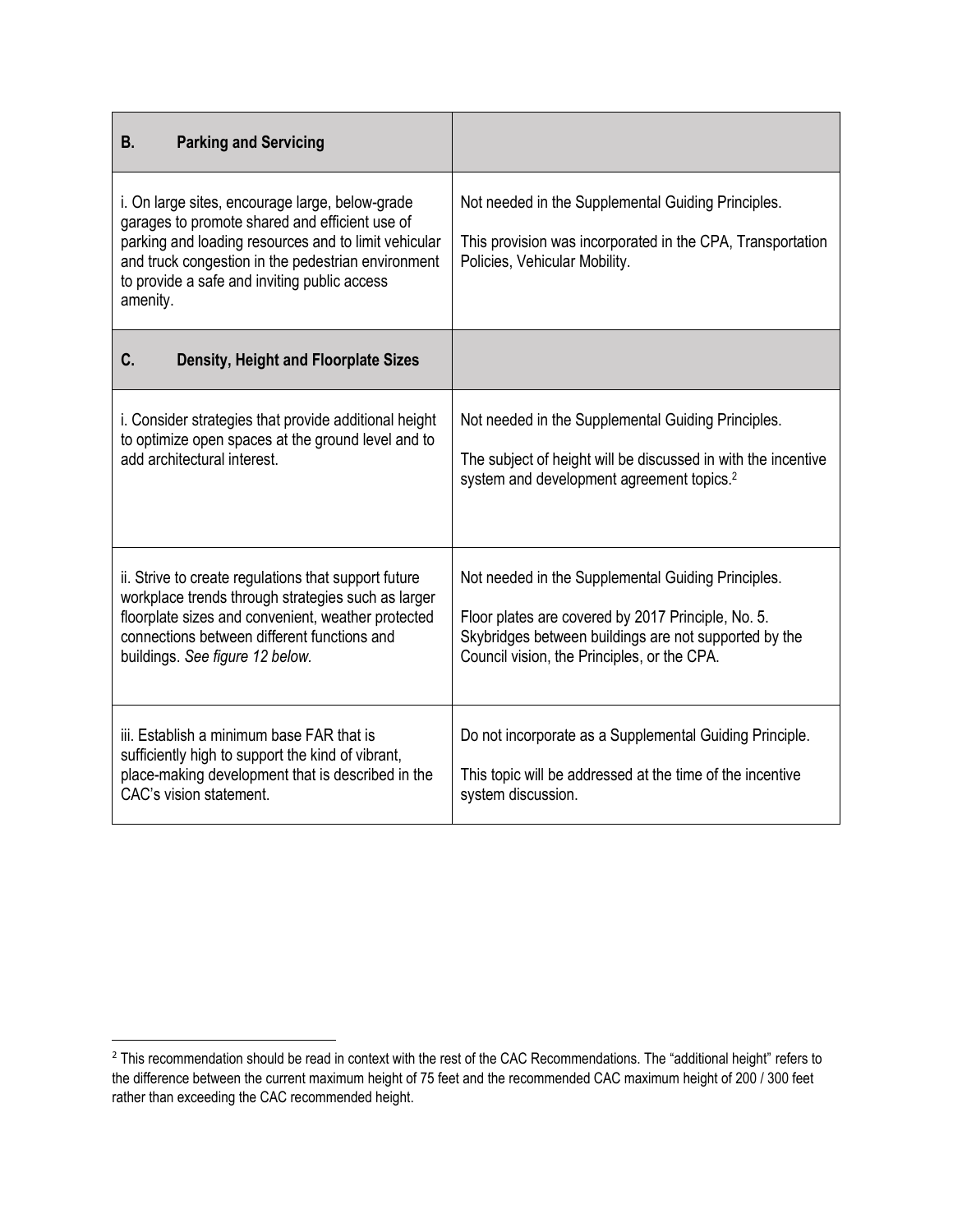| | |
|---|---|
| **B. Parking and Servicing** | |
| i. On large sites, encourage large, below-grade garages to promote shared and efficient use of parking and loading resources and to limit vehicular and truck congestion in the pedestrian environment to provide a safe and inviting public access amenity. | Not needed in the Supplemental Guiding Principles.<br><br>This provision was incorporated in the CPA, Transportation Policies, Vehicular Mobility. |
| **C. Density, Height and Floorplate Sizes** | |
| i. Consider strategies that provide additional height to optimize open spaces at the ground level and to add architectural interest. | Not needed in the Supplemental Guiding Principles.<br><br>The subject of height will be discussed in with the incentive system and development agreement topics.[2] |
| ii. Strive to create regulations that support future workplace trends through strategies such as larger floorplate sizes and convenient, weather protected connections between different functions and buildings. *See figure 12 below.* | Not needed in the Supplemental Guiding Principles.<br><br>Floor plates are covered by 2017 Principle, No. 5. Skybridges between buildings are not supported by the Council vision, the Principles, or the CPA. |
| iii. Establish a minimum base FAR that is sufficiently high to support the kind of vibrant, place-making development that is described in the CAC's vision statement. | Do not incorporate as a Supplemental Guiding Principle.<br><br>This topic will be addressed at the time of the incentive system discussion. |

[2] This recommendation should be read in context with the rest of the CAC Recommendations. The "additional height" refers to the difference between the current maximum height of 75 feet and the recommended CAC maximum height of 200 / 300 feet rather than exceeding the CAC recommended height.